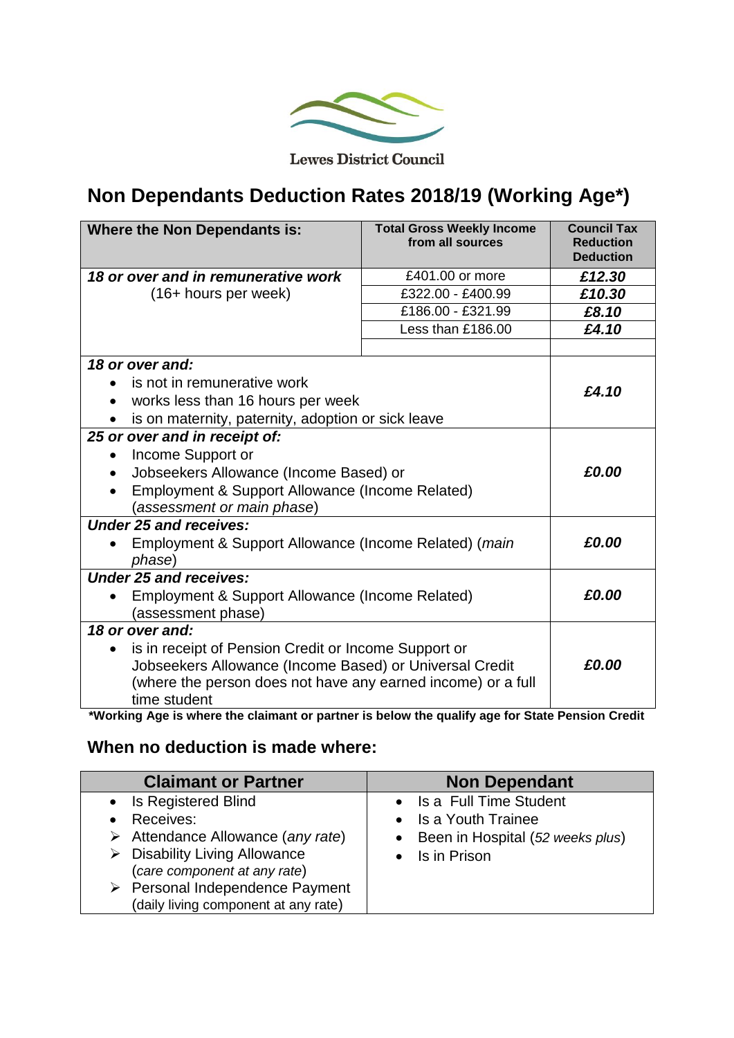Lewes District Council

# Non Dependants Deduction Rates 2018/19 (Working Age*)

| Where the Non Dependants is: | Total Gross Weekly Income from all sources | Council Tax Reduction Deduction |
|---|---|---|
| ***18 or over and in remunerative work*** (16+ hours per week) | £401.00 or more | ***£12.30*** |
| | £322.00 - £400.99 | ***£10.30*** |
| | £186.00 - £321.99 | ***£8.10*** |
| | Less than £186.00 | ***£4.10*** |
| ***18 or over and:*** • is not in remunerative work • works less than 16 hours per week • is on maternity, paternity, adoption or sick leave | | ***£4.10*** |
| ***25 or over and in receipt of:*** • Income Support or • Jobseekers Allowance (Income Based) or • Employment & Support Allowance (Income Related) (*assessment or main phase*) | | ***£0.00*** |
| ***Under 25 and receives:*** • Employment & Support Allowance (Income Related) (*main phase*) | | ***£0.00*** |
| ***Under 25 and receives:*** • Employment & Support Allowance (Income Related) (assessment phase) | | ***£0.00*** |
| ***18 or over and:*** • is in receipt of Pension Credit or Income Support or Jobseekers Allowance (Income Based) or Universal Credit (where the person does not have any earned income) or a full time student | | ***£0.00*** |

**\*Working Age is where the claimant or partner is below the qualify age for State Pension Credit**

## When no deduction is made where:

| Claimant or Partner | Non Dependant |
|---|---|
| • Is Registered Blind<br>• Receives:<br>➢ Attendance Allowance (*any rate*)<br>➢ Disability Living Allowance (*care component at any rate*)<br>➢ Personal Independence Payment (daily living component at any rate) | • Is a Full Time Student<br>• Is a Youth Trainee<br>• Been in Hospital (*52 weeks plus*)<br>• Is in Prison |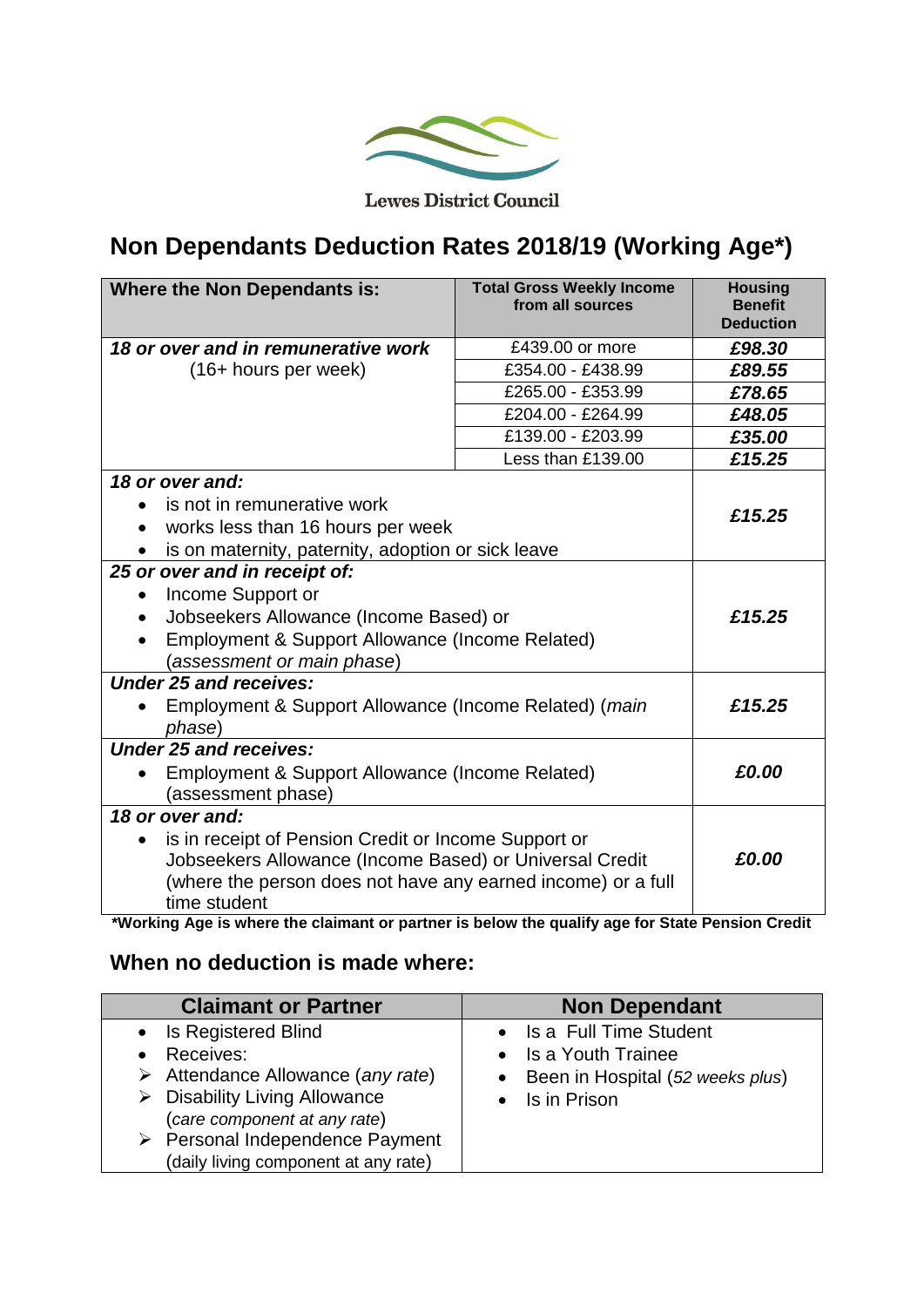Lewes District Council

# Non Dependants Deduction Rates 2018/19 (Working Age*)

| Where the Non Dependants is: | Total Gross Weekly Income from all sources | Housing Benefit Deduction |
|---|---|---|
| ***18 or over and in remunerative work*** (16+ hours per week) | £439.00 or more | ***£98.30*** |
| | £354.00 - £438.99 | ***£89.55*** |
| | £265.00 - £353.99 | ***£78.65*** |
| | £204.00 - £264.99 | ***£48.05*** |
| | £139.00 - £203.99 | ***£35.00*** |
| | Less than £139.00 | ***£15.25*** |
| ***18 or over and:*** <br>• is not in remunerative work <br>• works less than 16 hours per week <br>• is on maternity, paternity, adoption or sick leave | | ***£15.25*** |
| ***25 or over and in receipt of:*** <br>• Income Support or <br>• Jobseekers Allowance (Income Based) or <br>• Employment & Support Allowance (Income Related) (*assessment or main phase*) | | ***£15.25*** |
| ***Under 25 and receives:*** <br>• Employment & Support Allowance (Income Related) (*main phase*) | | ***£15.25*** |
| ***Under 25 and receives:*** <br>• Employment & Support Allowance (Income Related) (assessment phase) | | ***£0.00*** |
| ***18 or over and:*** <br>• is in receipt of Pension Credit or Income Support or Jobseekers Allowance (Income Based) or Universal Credit (where the person does not have any earned income) or a full time student | | ***£0.00*** |

***Working Age is where the claimant or partner is below the qualify age for State Pension Credit**

## When no deduction is made where:

| Claimant or Partner | Non Dependant |
|---|---|
| • Is Registered Blind <br>• Receives: <br>➢ Attendance Allowance (*any rate*) <br>➢ Disability Living Allowance (*care component at any rate*) <br>➢ Personal Independence Payment (daily living component at any rate) | • Is a Full Time Student <br>• Is a Youth Trainee <br>• Been in Hospital (*52 weeks plus*) <br>• Is in Prison |